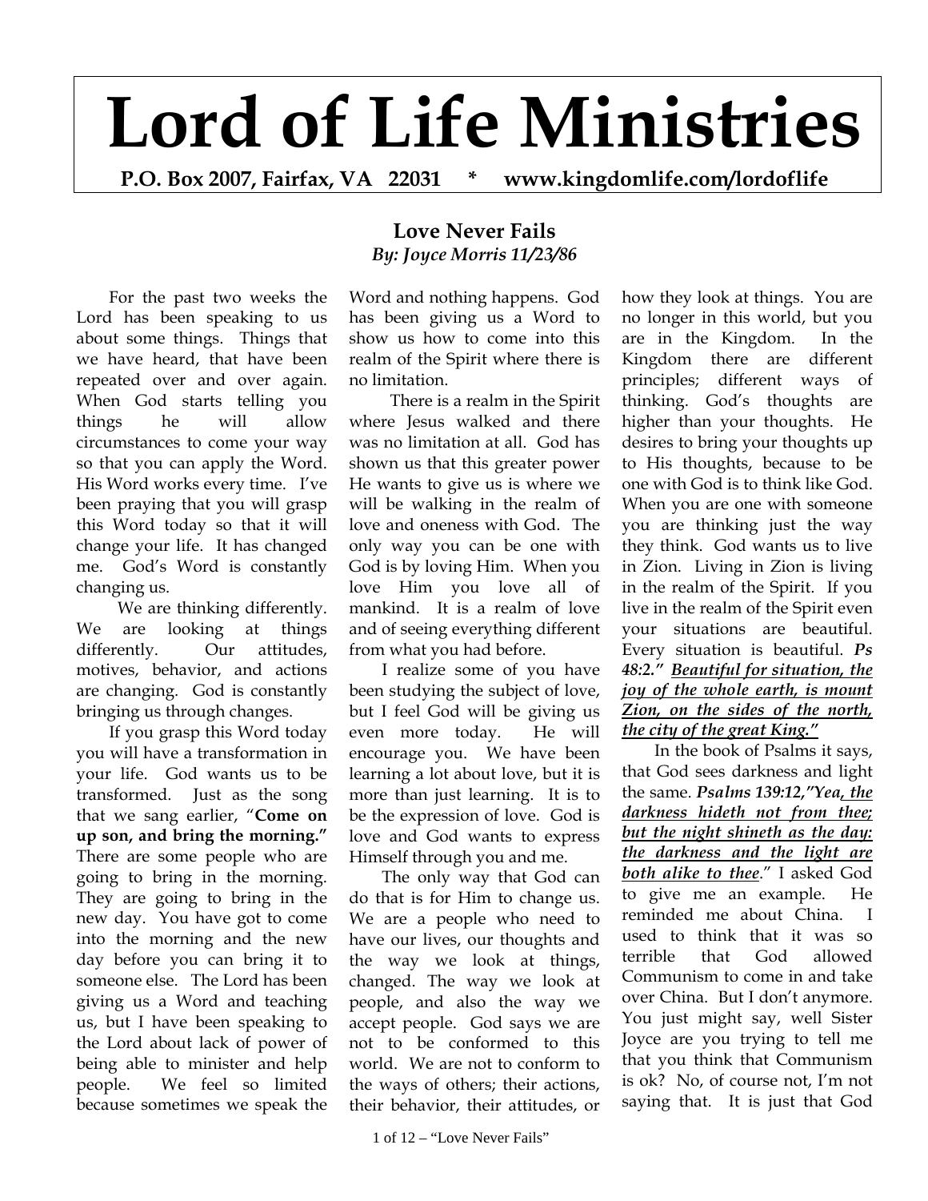# Lord of Life Ministries

**P.O. Box 2007, Fairfax, VA 22031 * www.kingdomlife.com/lordoflife**

## Love Never Fails

***By: Joyce Morris 11/23/86***

For the past two weeks the Lord has been speaking to us about some things. Things that we have heard, that have been repeated over and over again. When God starts telling you things he will allow circumstances to come your way so that you can apply the Word. His Word works every time. I've been praying that you will grasp this Word today so that it will change your life. It has changed me. God's Word is constantly changing us.

We are thinking differently. We are looking at things differently. Our attitudes, motives, behavior, and actions are changing. God is constantly bringing us through changes.

If you grasp this Word today you will have a transformation in your life. God wants us to be transformed. Just as the song that we sang earlier, "**Come on up son, and bring the morning."** There are some people who are going to bring in the morning. They are going to bring in the new day. You have got to come into the morning and the new day before you can bring it to someone else. The Lord has been giving us a Word and teaching us, but I have been speaking to the Lord about lack of power of being able to minister and help people. We feel so limited because sometimes we speak the Word and nothing happens. God has been giving us a Word to show us how to come into this realm of the Spirit where there is no limitation.

There is a realm in the Spirit where Jesus walked and there was no limitation at all. God has shown us that this greater power He wants to give us is where we will be walking in the realm of love and oneness with God. The only way you can be one with God is by loving Him. When you love Him you love all of mankind. It is a realm of love and of seeing everything different from what you had before.

I realize some of you have been studying the subject of love, but I feel God will be giving us even more today. He will encourage you. We have been learning a lot about love, but it is more than just learning. It is to be the expression of love. God is love and God wants to express Himself through you and me.

The only way that God can do that is for Him to change us. We are a people who need to have our lives, our thoughts and the way we look at things, changed. The way we look at people, and also the way we accept people. God says we are not to be conformed to this world. We are not to conform to the ways of others; their actions, their behavior, their attitudes, or how they look at things. You are no longer in this world, but you are in the Kingdom. In the Kingdom there are different principles; different ways of thinking. God's thoughts are higher than your thoughts. He desires to bring your thoughts up to His thoughts, because to be one with God is to think like God. When you are one with someone you are thinking just the way they think. God wants us to live in Zion. Living in Zion is living in the realm of the Spirit. If you live in the realm of the Spirit even your situations are beautiful. Every situation is beautiful. ***Ps 48:2." <u>Beautiful for situation, the joy of the whole earth, is mount Zion, on the sides of the north, the city of the great King</u>."***

In the book of Psalms it says, that God sees darkness and light the same. ***Psalms 139:12,"Yea<u>, the darkness hideth not from thee; but the night shineth as the day: the darkness and the light are both alike to thee</u>***." I asked God to give me an example. He reminded me about China. I used to think that it was so terrible that God allowed Communism to come in and take over China. But I don't anymore. You just might say, well Sister Joyce are you trying to tell me that you think that Communism is ok? No, of course not, I'm not saying that. It is just that God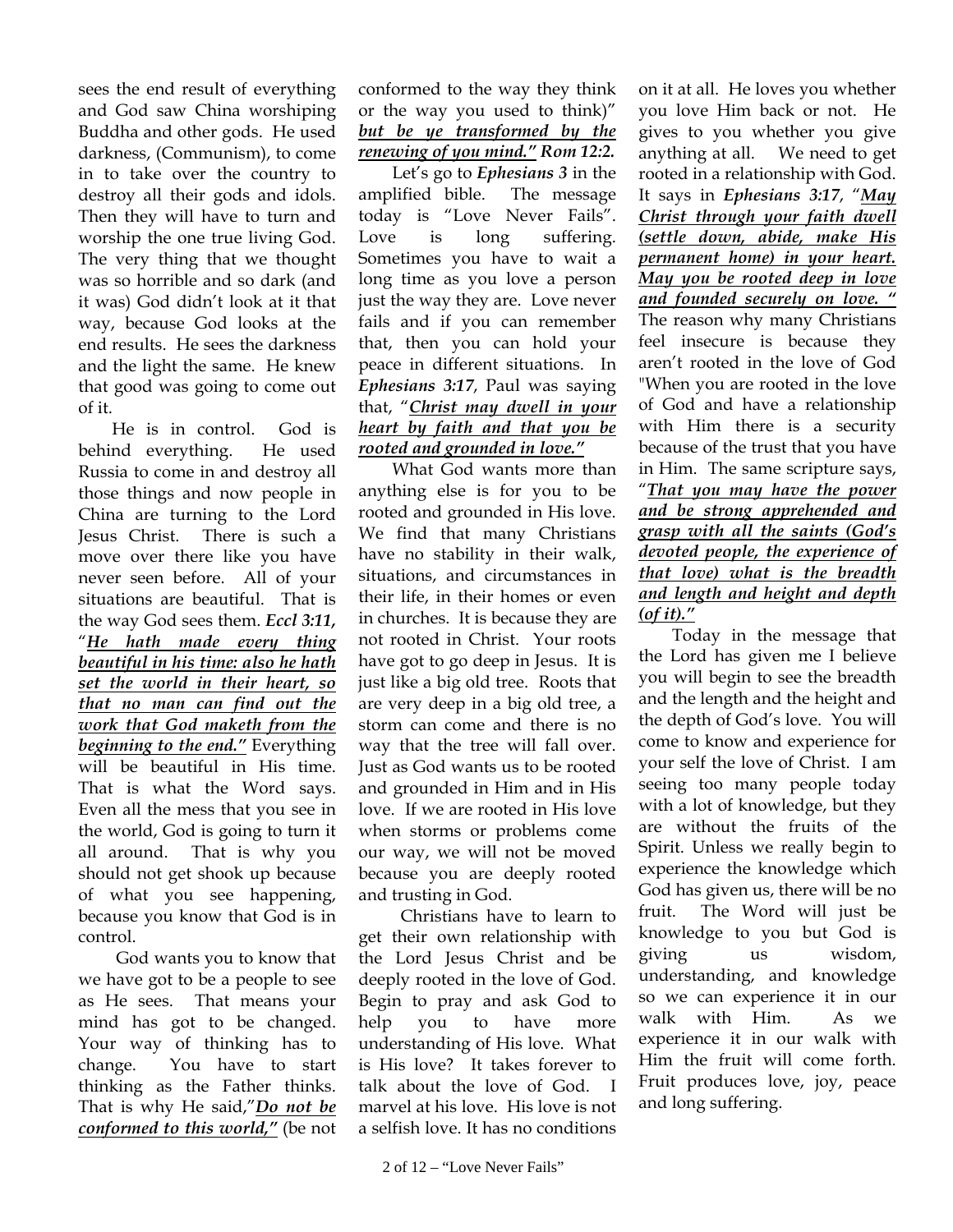sees the end result of everything and God saw China worshiping Buddha and other gods. He used darkness, (Communism), to come in to take over the country to destroy all their gods and idols. Then they will have to turn and worship the one true living God. The very thing that we thought was so horrible and so dark (and it was) God didn't look at it that way, because God looks at the end results. He sees the darkness and the light the same. He knew that good was going to come out of it.

He is in control. God is behind everything. He used Russia to come in and destroy all those things and now people in China are turning to the Lord Jesus Christ. There is such a move over there like you have never seen before. All of your situations are beautiful. That is the way God sees them. ***Eccl 3:11***, "***He hath made every thing beautiful in his time: also he hath set the world in their heart, so that no man can find out the work that God maketh from the beginning to the end."*** Everything will be beautiful in His time. That is what the Word says. Even all the mess that you see in the world, God is going to turn it all around. That is why you should not get shook up because of what you see happening, because you know that God is in control.

God wants you to know that we have got to be a people to see as He sees. That means your mind has got to be changed. Your way of thinking has to change. You have to start thinking as the Father thinks. That is why He said,"***Do not be conformed to this world,"*** (be not conformed to the way they think or the way you used to think)" ***but be ye transformed by the renewing of you mind." Rom 12:2.***

Let's go to ***Ephesians 3*** in the amplified bible. The message today is "Love Never Fails". Love is long suffering. Sometimes you have to wait a long time as you love a person just the way they are. Love never fails and if you can remember that, then you can hold your peace in different situations. In ***Ephesians 3:17***, Paul was saying that, "***Christ may dwell in your heart by faith and that you be rooted and grounded in love."***

What God wants more than anything else is for you to be rooted and grounded in His love. We find that many Christians have no stability in their walk, situations, and circumstances in their life, in their homes or even in churches. It is because they are not rooted in Christ. Your roots have got to go deep in Jesus. It is just like a big old tree. Roots that are very deep in a big old tree, a storm can come and there is no way that the tree will fall over. Just as God wants us to be rooted and grounded in Him and in His love. If we are rooted in His love when storms or problems come our way, we will not be moved because you are deeply rooted and trusting in God.

Christians have to learn to get their own relationship with the Lord Jesus Christ and be deeply rooted in the love of God. Begin to pray and ask God to help you to have more understanding of His love. What is His love? It takes forever to talk about the love of God. I marvel at his love. His love is not a selfish love. It has no conditions on it at all. He loves you whether you love Him back or not. He gives to you whether you give anything at all. We need to get rooted in a relationship with God. It says in ***Ephesians 3:17***, "***May Christ through your faith dwell (settle down, abide, make His permanent home) in your heart. May you be rooted deep in love and founded securely on love. "*** The reason why many Christians feel insecure is because they aren't rooted in the love of God "When you are rooted in the love of God and have a relationship with Him there is a security because of the trust that you have in Him. The same scripture says, "***That you may have the power and be strong apprehended and grasp with all the saints (God's devoted people, the experience of that love) what is the breadth and length and height and depth (of it)."***

Today in the message that the Lord has given me I believe you will begin to see the breadth and the length and the height and the depth of God's love. You will come to know and experience for your self the love of Christ. I am seeing too many people today with a lot of knowledge, but they are without the fruits of the Spirit. Unless we really begin to experience the knowledge which God has given us, there will be no fruit. The Word will just be knowledge to you but God is giving us wisdom, understanding, and knowledge so we can experience it in our walk with Him. As we experience it in our walk with Him the fruit will come forth. Fruit produces love, joy, peace and long suffering.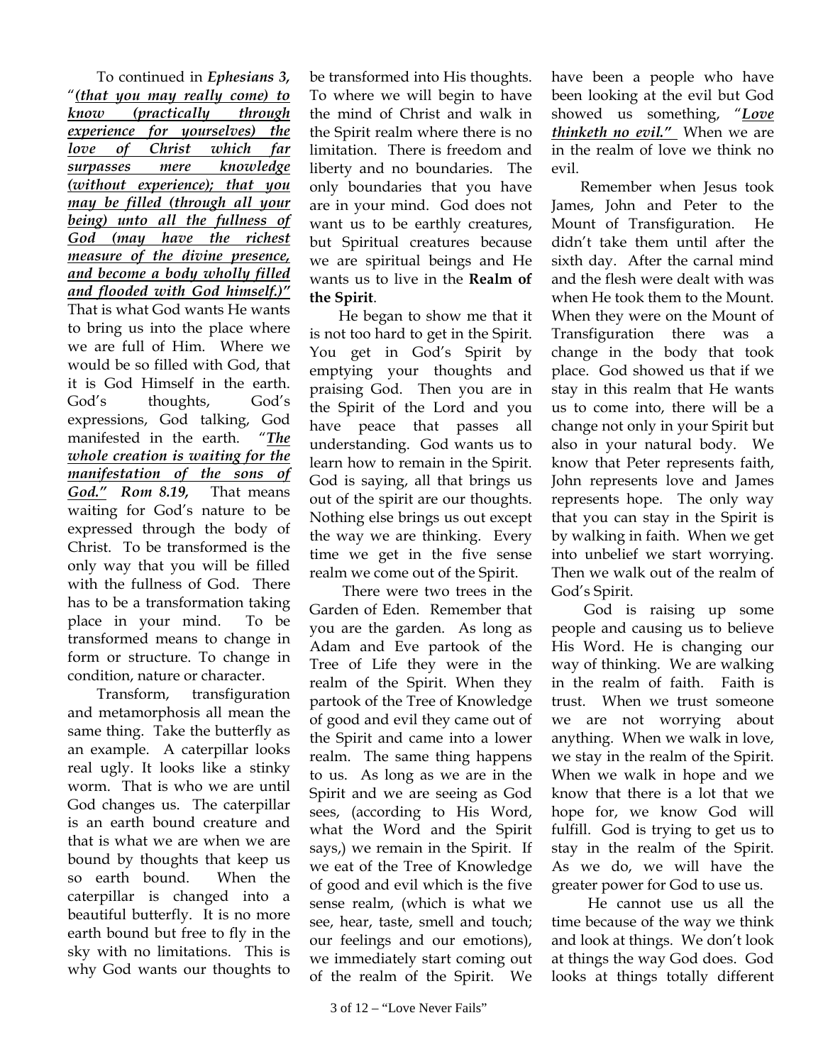To continued in ***Ephesians 3,*** "***(that you may really come) to know (practically through experience for yourselves) the love of Christ which far surpasses mere knowledge (without experience); that you may be filled (through all your being) unto all the fullness of God (may have the richest measure of the divine presence, and become a body wholly filled and flooded with God himself.)"*** That is what God wants He wants to bring us into the place where we are full of Him. Where we would be so filled with God, that it is God Himself in the earth. God's thoughts, God's expressions, God talking, God manifested in the earth. "***The whole creation is waiting for the manifestation of the sons of God." Rom 8.19,*** That means waiting for God's nature to be expressed through the body of Christ. To be transformed is the only way that you will be filled with the fullness of God. There has to be a transformation taking place in your mind. To be transformed means to change in form or structure. To change in condition, nature or character.

Transform, transfiguration and metamorphosis all mean the same thing. Take the butterfly as an example. A caterpillar looks real ugly. It looks like a stinky worm. That is who we are until God changes us. The caterpillar is an earth bound creature and that is what we are when we are bound by thoughts that keep us so earth bound. When the caterpillar is changed into a beautiful butterfly. It is no more earth bound but free to fly in the sky with no limitations. This is why God wants our thoughts to be transformed into His thoughts. To where we will begin to have the mind of Christ and walk in the Spirit realm where there is no limitation. There is freedom and liberty and no boundaries. The only boundaries that you have are in your mind. God does not want us to be earthly creatures, but Spiritual creatures because we are spiritual beings and He wants us to live in the **Realm of the Spirit**.

He began to show me that it is not too hard to get in the Spirit. You get in God's Spirit by emptying your thoughts and praising God. Then you are in the Spirit of the Lord and you have peace that passes all understanding. God wants us to learn how to remain in the Spirit. God is saying, all that brings us out of the spirit are our thoughts. Nothing else brings us out except the way we are thinking. Every time we get in the five sense realm we come out of the Spirit.

There were two trees in the Garden of Eden. Remember that you are the garden. As long as Adam and Eve partook of the Tree of Life they were in the realm of the Spirit. When they partook of the Tree of Knowledge of good and evil they came out of the Spirit and came into a lower realm. The same thing happens to us. As long as we are in the Spirit and we are seeing as God sees, (according to His Word, what the Word and the Spirit says,) we remain in the Spirit. If we eat of the Tree of Knowledge of good and evil which is the five sense realm, (which is what we see, hear, taste, smell and touch; our feelings and our emotions), we immediately start coming out of the realm of the Spirit. We have been a people who have been looking at the evil but God showed us something, "***Love thinketh no evil."*** When we are in the realm of love we think no evil.

Remember when Jesus took James, John and Peter to the Mount of Transfiguration. He didn't take them until after the sixth day. After the carnal mind and the flesh were dealt with was when He took them to the Mount. When they were on the Mount of Transfiguration there was a change in the body that took place. God showed us that if we stay in this realm that He wants us to come into, there will be a change not only in your Spirit but also in your natural body. We know that Peter represents faith, John represents love and James represents hope. The only way that you can stay in the Spirit is by walking in faith. When we get into unbelief we start worrying. Then we walk out of the realm of God's Spirit.

God is raising up some people and causing us to believe His Word. He is changing our way of thinking. We are walking in the realm of faith. Faith is trust. When we trust someone we are not worrying about anything. When we walk in love, we stay in the realm of the Spirit. When we walk in hope and we know that there is a lot that we hope for, we know God will fulfill. God is trying to get us to stay in the realm of the Spirit. As we do, we will have the greater power for God to use us.

He cannot use us all the time because of the way we think and look at things. We don't look at things the way God does. God looks at things totally different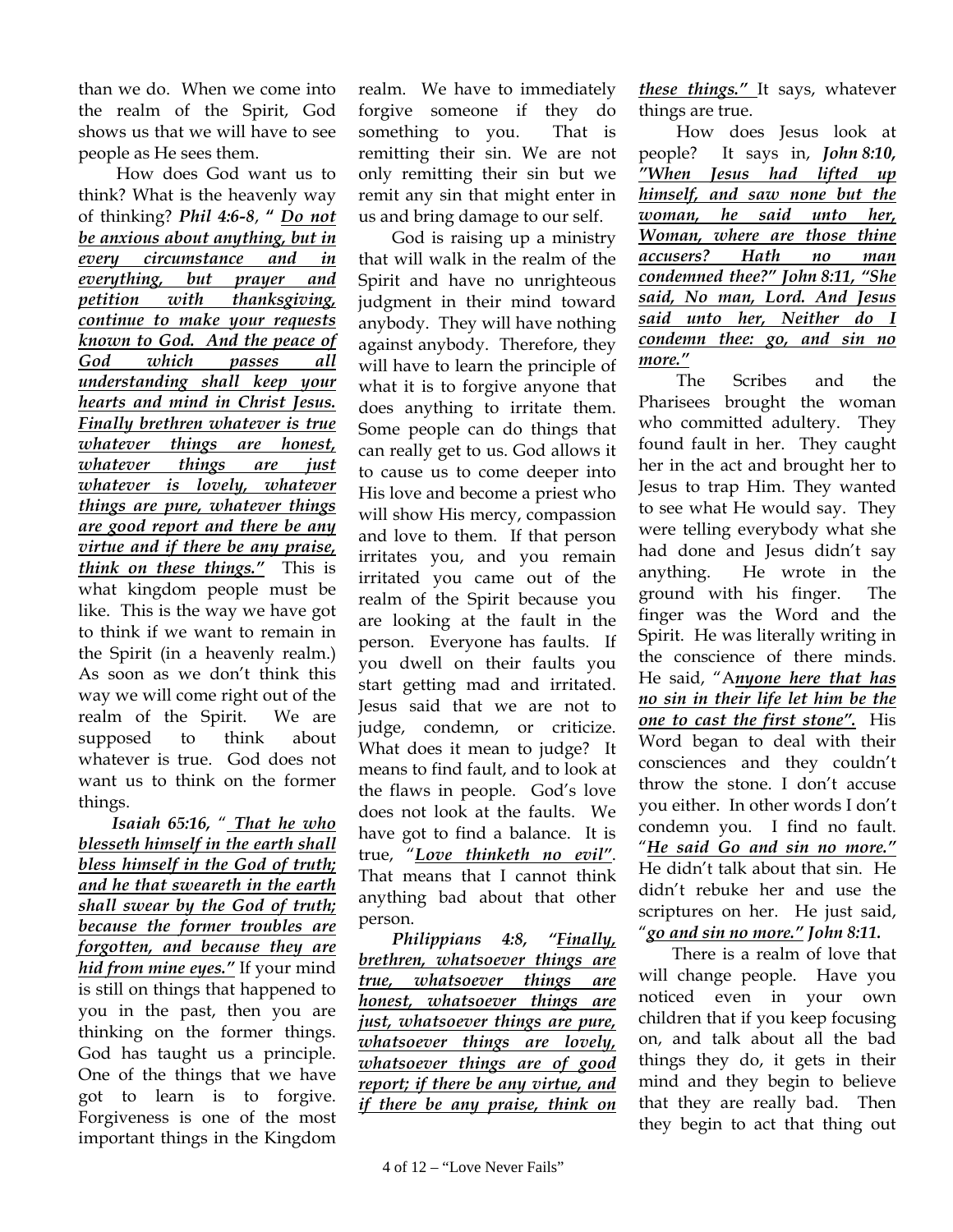than we do. When we come into the realm of the Spirit, God shows us that we will have to see people as He sees them.

How does God want us to think? What is the heavenly way of thinking? ***Phil 4:6-8*, *"*** ***Do not be anxious about anything, but in every circumstance and in everything, but prayer and petition with thanksgiving, continue to make your requests known to God. And the peace of God which passes all understanding shall keep your hearts and mind in Christ Jesus. Finally brethren whatever is true whatever things are honest, whatever things are just whatever is lovely, whatever things are pure, whatever things are good report and there be any virtue and if there be any praise, think on these things."*** This is what kingdom people must be like. This is the way we have got to think if we want to remain in the Spirit (in a heavenly realm.) As soon as we don't think this way we will come right out of the realm of the Spirit. We are supposed to think about whatever is true. God does not want us to think on the former things.

***Isaiah 65:16, " That he who blesseth himself in the earth shall bless himself in the God of truth; and he that sweareth in the earth shall swear by the God of truth; because the former troubles are forgotten, and because they are hid from mine eyes."*** If your mind is still on things that happened to you in the past, then you are thinking on the former things. God has taught us a principle. One of the things that we have got to learn is to forgive. Forgiveness is one of the most important things in the Kingdom realm. We have to immediately forgive someone if they do something to you. That is remitting their sin. We are not only remitting their sin but we remit any sin that might enter in us and bring damage to our self.

God is raising up a ministry that will walk in the realm of the Spirit and have no unrighteous judgment in their mind toward anybody. They will have nothing against anybody. Therefore, they will have to learn the principle of what it is to forgive anyone that does anything to irritate them. Some people can do things that can really get to us. God allows it to cause us to come deeper into His love and become a priest who will show His mercy, compassion and love to them. If that person irritates you, and you remain irritated you came out of the realm of the Spirit because you are looking at the fault in the person. Everyone has faults. If you dwell on their faults you start getting mad and irritated. Jesus said that we are not to judge, condemn, or criticize. What does it mean to judge? It means to find fault, and to look at the flaws in people. God's love does not look at the faults. We have got to find a balance. It is true, "***Love thinketh no evil***". That means that I cannot think anything bad about that other person.

***Philippians 4:8, "Finally, brethren, whatsoever things are true, whatsoever things are honest, whatsoever things are just, whatsoever things are pure, whatsoever things are lovely, whatsoever things are of good report; if there be any virtue, and if there be any praise, think on these things."*** It says, whatever things are true.

How does Jesus look at people? It says in, ***John 8:10, "When Jesus had lifted up himself, and saw none but the woman, he said unto her, Woman, where are those thine accusers? Hath no man condemned thee?" John 8:11, "She said, No man, Lord. And Jesus said unto her, Neither do I condemn thee: go, and sin no more."***

The Scribes and the Pharisees brought the woman who committed adultery. They found fault in her. They caught her in the act and brought her to Jesus to trap Him. They wanted to see what He would say. They were telling everybody what she had done and Jesus didn't say anything. He wrote in the ground with his finger. The finger was the Word and the Spirit. He was literally writing in the conscience of there minds. He said, "A***nyone here that has no sin in their life let him be the one to cast the first stone"***. His Word began to deal with their consciences and they couldn't throw the stone. I don't accuse you either. In other words I don't condemn you. I find no fault. "***He said Go and sin no more."*** He didn't talk about that sin. He didn't rebuke her and use the scriptures on her. He just said, "***go and sin no more." John 8:11.***

There is a realm of love that will change people. Have you noticed even in your own children that if you keep focusing on, and talk about all the bad things they do, it gets in their mind and they begin to believe that they are really bad. Then they begin to act that thing out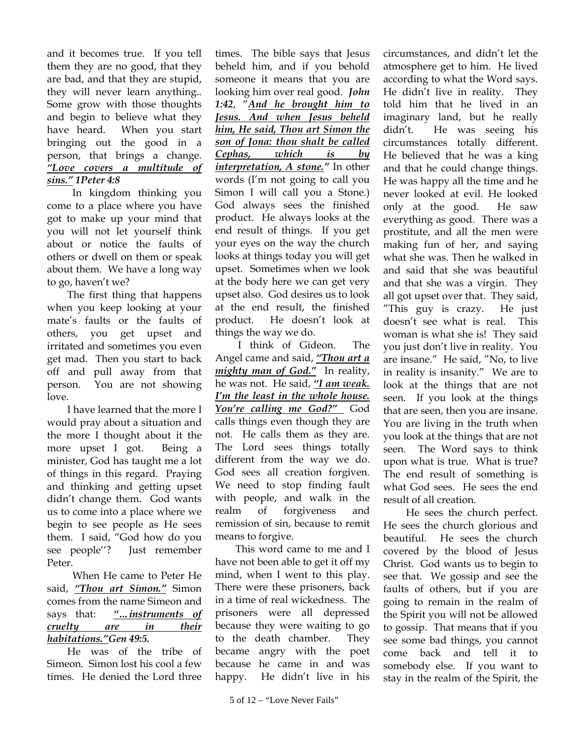and it becomes true. If you tell them they are no good, that they are bad, and that they are stupid, they will never learn anything.. Some grow with those thoughts and begin to believe what they have heard. When you start bringing out the good in a person, that brings a change. ***<u>"Love covers a multitude of sins."</u> 1Peter 4:8***

In kingdom thinking you come to a place where you have got to make up your mind that you will not let yourself think about or notice the faults of others or dwell on them or speak about them. We have a long way to go, haven't we?

The first thing that happens when you keep looking at your mate's faults or the faults of others, you get upset and irritated and sometimes you even get mad. Then you start to back off and pull away from that person. You are not showing love.

I have learned that the more I would pray about a situation and the more I thought about it the more upset I got. Being a minister, God has taught me a lot of things in this regard. Praying and thinking and getting upset didn't change them. God wants us to come into a place where we begin to see people as He sees them. I said, "God how do you see people''? Just remember Peter.

When He came to Peter He said, ***<u>"Thou art Simon."</u>*** Simon comes from the name Simeon and says that: ***<u>"...instruments of cruelty are in their habitations."</u>Gen 49:5.***

He was of the tribe of Simeon. Simon lost his cool a few times. He denied the Lord three times. The bible says that Jesus beheld him, and if you behold someone it means that you are looking him over real good. ***John 1:42***, "***<u>And he brought him to Jesus. And when Jesus beheld him, He said, Thou art Simon the son of Jona: thou shalt be called Cephas, which is by interpretation, A stone.</u>"*** In other words (I'm not going to call you Simon I will call you a Stone.) God always sees the finished product. He always looks at the end result of things. If you get your eyes on the way the church looks at things today you will get upset. Sometimes when we look at the body here we can get very upset also. God desires us to look at the end result, the finished product. He doesn't look at things the way we do.

I think of Gideon. The Angel came and said, ***<u>"Thou art a mighty man of God."</u>*** In reality, he was not. He said, ***<u>"I am weak. I'm the least in the whole house. You're calling me God?"</u>*** God calls things even though they are not. He calls them as they are. The Lord sees things totally different from the way we do. God sees all creation forgiven. We need to stop finding fault with people, and walk in the realm of forgiveness and remission of sin, because to remit means to forgive.

This word came to me and I have not been able to get it off my mind, when I went to this play. There were these prisoners, back in a time of real wickedness. The prisoners were all depressed because they were waiting to go to the death chamber. They became angry with the poet because he came in and was happy. He didn't live in his circumstances, and didn't let the atmosphere get to him. He lived according to what the Word says. He didn't live in reality. They told him that he lived in an imaginary land, but he really didn't. He was seeing his circumstances totally different. He believed that he was a king and that he could change things. He was happy all the time and he never looked at evil. He looked only at the good. He saw everything as good. There was a prostitute, and all the men were making fun of her, and saying what she was. Then he walked in and said that she was beautiful and that she was a virgin. They all got upset over that. They said, "This guy is crazy. He just doesn't see what is real. This woman is what she is! They said you just don't live in reality. You are insane." He said, "No, to live in reality is insanity." We are to look at the things that are not seen. If you look at the things that are seen, then you are insane. You are living in the truth when you look at the things that are not seen. The Word says to think upon what is true. What is true? The end result of something is what God sees. He sees the end result of all creation.

He sees the church perfect. He sees the church glorious and beautiful. He sees the church covered by the blood of Jesus Christ. God wants us to begin to see that. We gossip and see the faults of others, but if you are going to remain in the realm of the Spirit you will not be allowed to gossip. That means that if you see some bad things, you cannot come back and tell it to somebody else. If you want to stay in the realm of the Spirit, the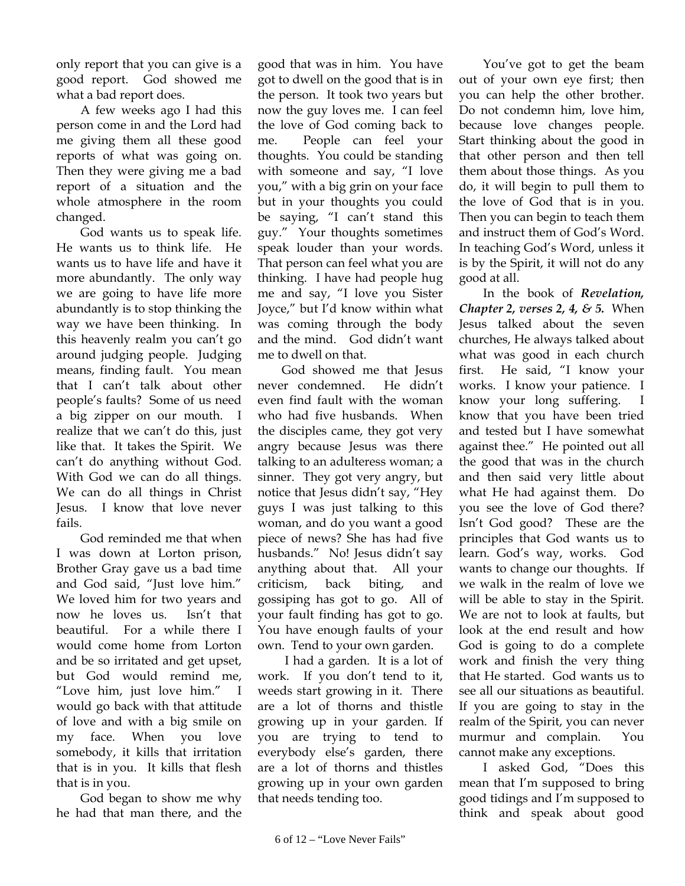only report that you can give is a good report. God showed me what a bad report does.

A few weeks ago I had this person come in and the Lord had me giving them all these good reports of what was going on. Then they were giving me a bad report of a situation and the whole atmosphere in the room changed.

God wants us to speak life. He wants us to think life. He wants us to have life and have it more abundantly. The only way we are going to have life more abundantly is to stop thinking the way we have been thinking. In this heavenly realm you can't go around judging people. Judging means, finding fault. You mean that I can't talk about other people's faults? Some of us need a big zipper on our mouth. I realize that we can't do this, just like that. It takes the Spirit. We can't do anything without God. With God we can do all things. We can do all things in Christ Jesus. I know that love never fails.

God reminded me that when I was down at Lorton prison, Brother Gray gave us a bad time and God said, "Just love him." We loved him for two years and now he loves us. Isn't that beautiful. For a while there I would come home from Lorton and be so irritated and get upset, but God would remind me, "Love him, just love him." I would go back with that attitude of love and with a big smile on my face. When you love somebody, it kills that irritation that is in you. It kills that flesh that is in you.

God began to show me why he had that man there, and the good that was in him. You have got to dwell on the good that is in the person. It took two years but now the guy loves me. I can feel the love of God coming back to me. People can feel your thoughts. You could be standing with someone and say, "I love you," with a big grin on your face but in your thoughts you could be saying, "I can't stand this guy." Your thoughts sometimes speak louder than your words. That person can feel what you are thinking. I have had people hug me and say, "I love you Sister Joyce," but I'd know within what was coming through the body and the mind. God didn't want me to dwell on that.

God showed me that Jesus never condemned. He didn't even find fault with the woman who had five husbands. When the disciples came, they got very angry because Jesus was there talking to an adulteress woman; a sinner. They got very angry, but notice that Jesus didn't say, "Hey guys I was just talking to this woman, and do you want a good piece of news? She has had five husbands." No! Jesus didn't say anything about that. All your criticism, back biting, and gossiping has got to go. All of your fault finding has got to go. You have enough faults of your own. Tend to your own garden.

I had a garden. It is a lot of work. If you don't tend to it, weeds start growing in it. There are a lot of thorns and thistle growing up in your garden. If you are trying to tend to everybody else's garden, there are a lot of thorns and thistles growing up in your own garden that needs tending too.

You've got to get the beam out of your own eye first; then you can help the other brother. Do not condemn him, love him, because love changes people. Start thinking about the good in that other person and then tell them about those things. As you do, it will begin to pull them to the love of God that is in you. Then you can begin to teach them and instruct them of God's Word. In teaching God's Word, unless it is by the Spirit, it will not do any good at all.

In the book of ***Revelation, Chapter 2, verses 2, 4, & 5.*** When Jesus talked about the seven churches, He always talked about what was good in each church first. He said, "I know your works. I know your patience. I know your long suffering. I know that you have been tried and tested but I have somewhat against thee." He pointed out all the good that was in the church and then said very little about what He had against them. Do you see the love of God there? Isn't God good? These are the principles that God wants us to learn. God's way, works. God wants to change our thoughts. If we walk in the realm of love we will be able to stay in the Spirit. We are not to look at faults, but look at the end result and how God is going to do a complete work and finish the very thing that He started. God wants us to see all our situations as beautiful. If you are going to stay in the realm of the Spirit, you can never murmur and complain. You cannot make any exceptions.

I asked God, "Does this mean that I'm supposed to bring good tidings and I'm supposed to think and speak about good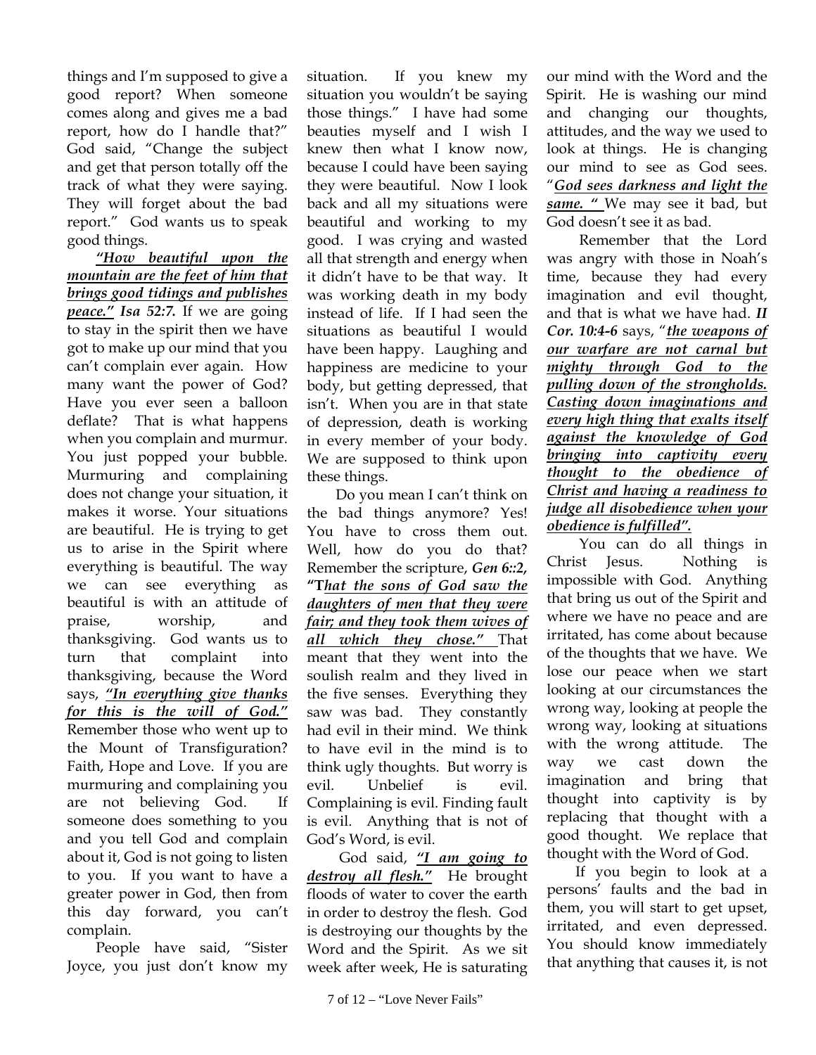things and I'm supposed to give a good report? When someone comes along and gives me a bad report, how do I handle that?" God said, "Change the subject and get that person totally off the track of what they were saying. They will forget about the bad report." God wants us to speak good things.

***"How beautiful upon the mountain are the feet of him that brings good tidings and publishes peace." Isa 52:7.*** If we are going to stay in the spirit then we have got to make up our mind that you can't complain ever again. How many want the power of God? Have you ever seen a balloon deflate? That is what happens when you complain and murmur. You just popped your bubble. Murmuring and complaining does not change your situation, it makes it worse. Your situations are beautiful. He is trying to get us to arise in the Spirit where everything is beautiful. The way we can see everything as beautiful is with an attitude of praise, worship, and thanksgiving. God wants us to turn that complaint into thanksgiving, because the Word says, ***"In everything give thanks for this is the will of God."*** Remember those who went up to the Mount of Transfiguration? Faith, Hope and Love. If you are murmuring and complaining you are not believing God. If someone does something to you and you tell God and complain about it, God is not going to listen to you. If you want to have a greater power in God, then from this day forward, you can't complain.

People have said, "Sister Joyce, you just don't know my situation. If you knew my situation you wouldn't be saying those things." I have had some beauties myself and I wish I knew then what I know now, because I could have been saying they were beautiful. Now I look back and all my situations were beautiful and working to my good. I was crying and wasted all that strength and energy when it didn't have to be that way. It was working death in my body instead of life. If I had seen the situations as beautiful I would have been happy. Laughing and happiness are medicine to your body, but getting depressed, that isn't. When you are in that state of depression, death is working in every member of your body. We are supposed to think upon these things.

Do you mean I can't think on the bad things anymore? Yes! You have to cross them out. Well, how do you do that? Remember the scripture, ***Gen 6::2,* "T*hat the sons of God saw the daughters of men that they were fair; and they took them wives of all which they chose."*** That meant that they went into the soulish realm and they lived in the five senses. Everything they saw was bad. They constantly had evil in their mind. We think to have evil in the mind is to think ugly thoughts. But worry is evil. Unbelief is evil. Complaining is evil. Finding fault is evil. Anything that is not of God's Word, is evil.

God said, ***"I am going to destroy all flesh."*** He brought floods of water to cover the earth in order to destroy the flesh. God is destroying our thoughts by the Word and the Spirit. As we sit week after week, He is saturating our mind with the Word and the Spirit. He is washing our mind and changing our thoughts, attitudes, and the way we used to look at things. He is changing our mind to see as God sees. "***God sees darkness and light the same. "*** We may see it bad, but God doesn't see it as bad.

Remember that the Lord was angry with those in Noah's time, because they had every imagination and evil thought, and that is what we have had. ***II Cor. 10:4-6*** says, "***the weapons of our warfare are not carnal but mighty through God to the pulling down of the strongholds. Casting down imaginations and every high thing that exalts itself against the knowledge of God bringing into captivity every thought to the obedience of Christ and having a readiness to judge all disobedience when your obedience is fulfilled".***

You can do all things in Christ Jesus. Nothing is impossible with God. Anything that bring us out of the Spirit and where we have no peace and are irritated, has come about because of the thoughts that we have. We lose our peace when we start looking at our circumstances the wrong way, looking at people the wrong way, looking at situations with the wrong attitude. The way we cast down the imagination and bring that thought into captivity is by replacing that thought with a good thought. We replace that thought with the Word of God.

If you begin to look at a persons' faults and the bad in them, you will start to get upset, irritated, and even depressed. You should know immediately that anything that causes it, is not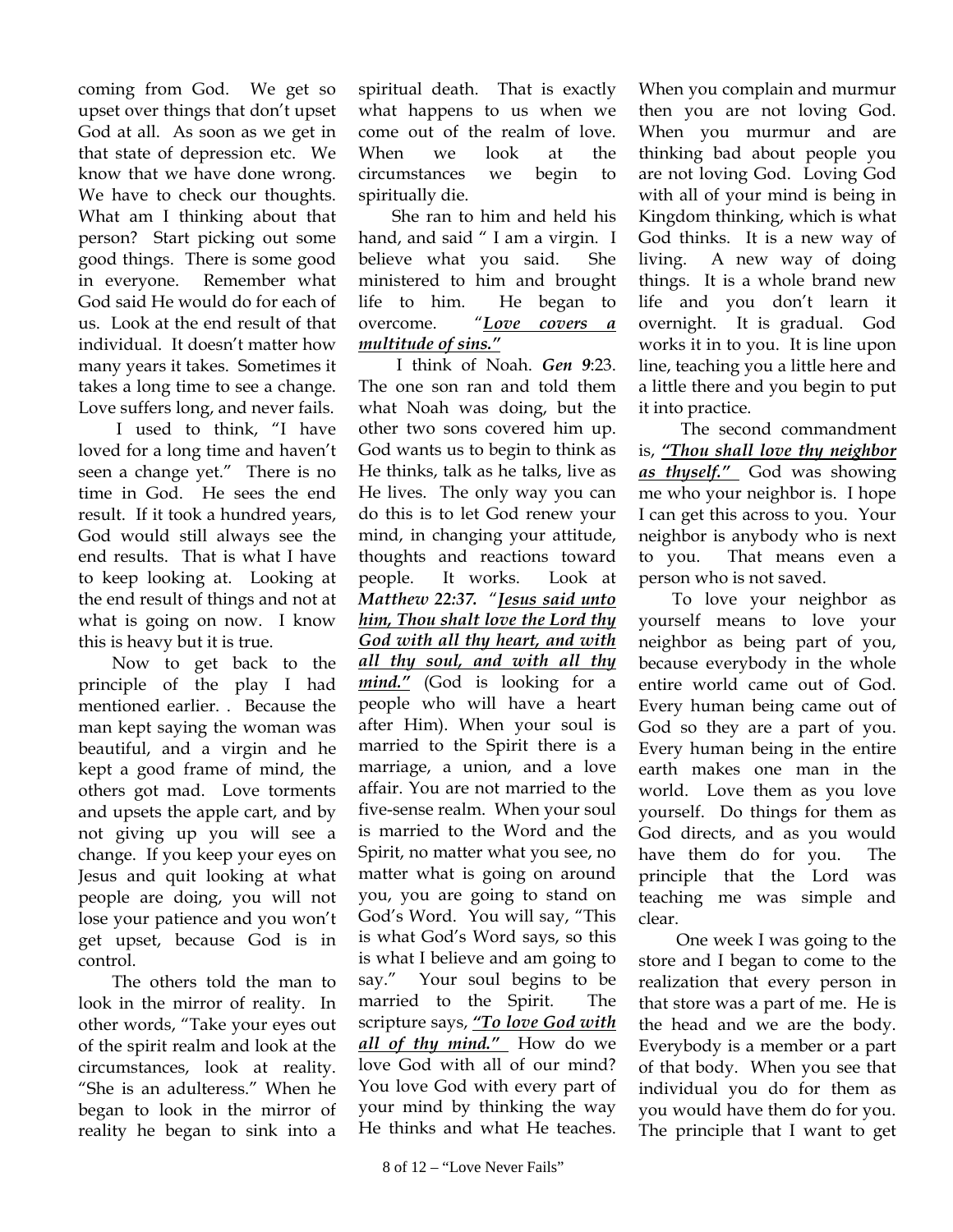coming from God. We get so upset over things that don't upset God at all. As soon as we get in that state of depression etc. We know that we have done wrong. We have to check our thoughts. What am I thinking about that person? Start picking out some good things. There is some good in everyone. Remember what God said He would do for each of us. Look at the end result of that individual. It doesn't matter how many years it takes. Sometimes it takes a long time to see a change. Love suffers long, and never fails.

I used to think, "I have loved for a long time and haven't seen a change yet." There is no time in God. He sees the end result. If it took a hundred years, God would still always see the end results. That is what I have to keep looking at. Looking at the end result of things and not at what is going on now. I know this is heavy but it is true.

Now to get back to the principle of the play I had mentioned earlier. . Because the man kept saying the woman was beautiful, and a virgin and he kept a good frame of mind, the others got mad. Love torments and upsets the apple cart, and by not giving up you will see a change. If you keep your eyes on Jesus and quit looking at what people are doing, you will not lose your patience and you won't get upset, because God is in control.

The others told the man to look in the mirror of reality. In other words, "Take your eyes out of the spirit realm and look at the circumstances, look at reality. "She is an adulteress." When he began to look in the mirror of reality he began to sink into a spiritual death. That is exactly what happens to us when we come out of the realm of love. When we look at the circumstances we begin to spiritually die.

She ran to him and held his hand, and said " I am a virgin. I believe what you said. She ministered to him and brought life to him. He began to overcome. "***Love covers a multitude of sins."***

I think of Noah. ***Gen 9***:23. The one son ran and told them what Noah was doing, but the other two sons covered him up. God wants us to begin to think as He thinks, talk as he talks, live as He lives. The only way you can do this is to let God renew your mind, in changing your attitude, thoughts and reactions toward people. It works. Look at ***Matthew 22:37.*** "***Jesus said unto him, Thou shalt love the Lord thy God with all thy heart, and with all thy soul, and with all thy mind."*** (God is looking for a people who will have a heart after Him). When your soul is married to the Spirit there is a marriage, a union, and a love affair. You are not married to the five-sense realm. When your soul is married to the Word and the Spirit, no matter what you see, no matter what is going on around you, you are going to stand on God's Word. You will say, "This is what God's Word says, so this is what I believe and am going to say." Your soul begins to be married to the Spirit. The scripture says, ***"To love God with all of thy mind."*** How do we love God with all of our mind? You love God with every part of your mind by thinking the way He thinks and what He teaches. When you complain and murmur then you are not loving God. When you murmur and are thinking bad about people you are not loving God. Loving God with all of your mind is being in Kingdom thinking, which is what God thinks. It is a new way of living. A new way of doing things. It is a whole brand new life and you don't learn it overnight. It is gradual. God works it in to you. It is line upon line, teaching you a little here and a little there and you begin to put it into practice.

The second commandment is, ***"Thou shall love thy neighbor as thyself."*** God was showing me who your neighbor is. I hope I can get this across to you. Your neighbor is anybody who is next to you. That means even a person who is not saved.

To love your neighbor as yourself means to love your neighbor as being part of you, because everybody in the whole entire world came out of God. Every human being came out of God so they are a part of you. Every human being in the entire earth makes one man in the world. Love them as you love yourself. Do things for them as God directs, and as you would have them do for you. The principle that the Lord was teaching me was simple and clear.

One week I was going to the store and I began to come to the realization that every person in that store was a part of me. He is the head and we are the body. Everybody is a member or a part of that body. When you see that individual you do for them as you would have them do for you. The principle that I want to get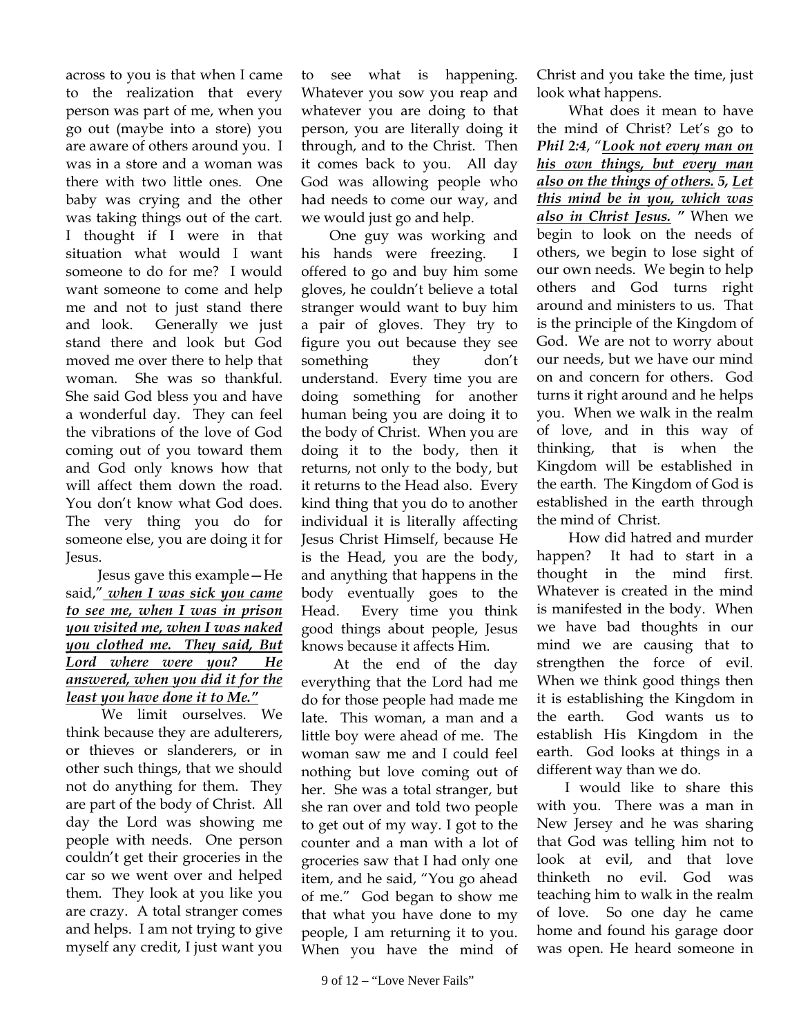across to you is that when I came to the realization that every person was part of me, when you go out (maybe into a store) you are aware of others around you. I was in a store and a woman was there with two little ones. One baby was crying and the other was taking things out of the cart. I thought if I were in that situation what would I want someone to do for me? I would want someone to come and help me and not to just stand there and look. Generally we just stand there and look but God moved me over there to help that woman. She was so thankful. She said God bless you and have a wonderful day. They can feel the vibrations of the love of God coming out of you toward them and God only knows how that will affect them down the road. You don't know what God does. The very thing you do for someone else, you are doing it for Jesus.

Jesus gave this example—He said,"***<u>when I was sick you came to see me, when I was in prison you visited me, when I was naked you clothed me. They said, But Lord where were you? He answered, when you did it for the least you have done it to Me."</u>***

We limit ourselves. We think because they are adulterers, or thieves or slanderers, or in other such things, that we should not do anything for them. They are part of the body of Christ. All day the Lord was showing me people with needs. One person couldn't get their groceries in the car so we went over and helped them. They look at you like you are crazy. A total stranger comes and helps. I am not trying to give myself any credit, I just want you to see what is happening. Whatever you sow you reap and whatever you are doing to that person, you are literally doing it through, and to the Christ. Then it comes back to you. All day God was allowing people who had needs to come our way, and we would just go and help.

One guy was working and his hands were freezing. I offered to go and buy him some gloves, he couldn't believe a total stranger would want to buy him a pair of gloves. They try to figure you out because they see something they don't understand. Every time you are doing something for another human being you are doing it to the body of Christ. When you are doing it to the body, then it returns, not only to the body, but it returns to the Head also. Every kind thing that you do to another individual it is literally affecting Jesus Christ Himself, because He is the Head, you are the body, and anything that happens in the body eventually goes to the Head. Every time you think good things about people, Jesus knows because it affects Him.

At the end of the day everything that the Lord had me do for those people had made me late. This woman, a man and a little boy were ahead of me. The woman saw me and I could feel nothing but love coming out of her. She was a total stranger, but she ran over and told two people to get out of my way. I got to the counter and a man with a lot of groceries saw that I had only one item, and he said, "You go ahead of me." God began to show me that what you have done to my people, I am returning it to you. When you have the mind of Christ and you take the time, just look what happens.

What does it mean to have the mind of Christ? Let's go to ***Phil 2:4***, "***<u>Look not every man on his own things, but every man also on the things of others.</u> 5, <u>Let this mind be in you, which was also in Christ Jesus.</u> "*** When we begin to look on the needs of others, we begin to lose sight of our own needs. We begin to help others and God turns right around and ministers to us. That is the principle of the Kingdom of God. We are not to worry about our needs, but we have our mind on and concern for others. God turns it right around and he helps you. When we walk in the realm of love, and in this way of thinking, that is when the Kingdom will be established in the earth. The Kingdom of God is established in the earth through the mind of Christ.

How did hatred and murder happen? It had to start in a thought in the mind first. Whatever is created in the mind is manifested in the body. When we have bad thoughts in our mind we are causing that to strengthen the force of evil. When we think good things then it is establishing the Kingdom in the earth. God wants us to establish His Kingdom in the earth. God looks at things in a different way than we do.

I would like to share this with you. There was a man in New Jersey and he was sharing that God was telling him not to look at evil, and that love thinketh no evil. God was teaching him to walk in the realm of love. So one day he came home and found his garage door was open. He heard someone in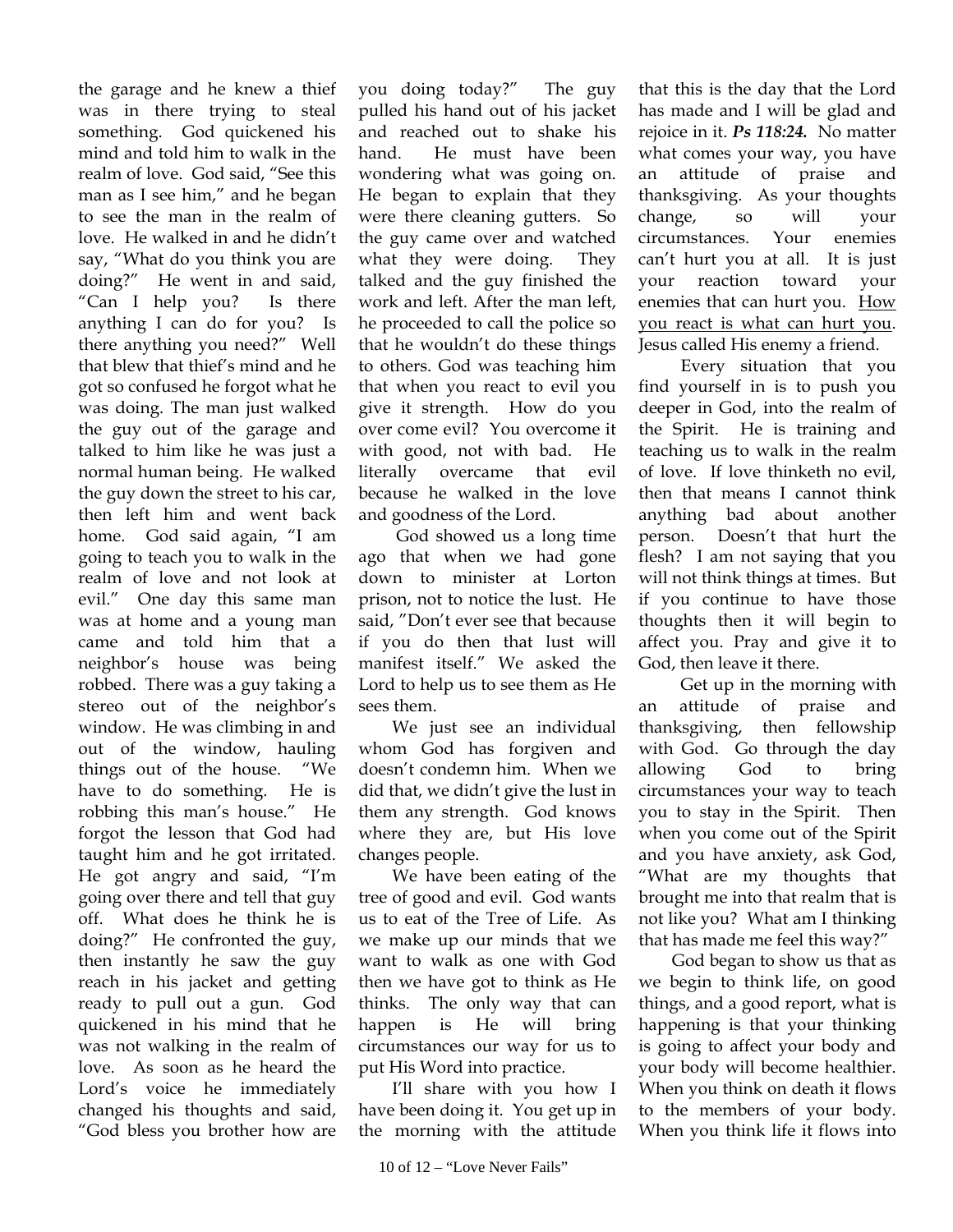the garage and he knew a thief was in there trying to steal something. God quickened his mind and told him to walk in the realm of love. God said, "See this man as I see him," and he began to see the man in the realm of love. He walked in and he didn't say, "What do you think you are doing?" He went in and said, "Can I help you? Is there anything I can do for you? Is there anything you need?" Well that blew that thief's mind and he got so confused he forgot what he was doing. The man just walked the guy out of the garage and talked to him like he was just a normal human being. He walked the guy down the street to his car, then left him and went back home. God said again, "I am going to teach you to walk in the realm of love and not look at evil." One day this same man was at home and a young man came and told him that a neighbor's house was being robbed. There was a guy taking a stereo out of the neighbor's window. He was climbing in and out of the window, hauling things out of the house. "We have to do something. He is robbing this man's house." He forgot the lesson that God had taught him and he got irritated. He got angry and said, "I'm going over there and tell that guy off. What does he think he is doing?" He confronted the guy, then instantly he saw the guy reach in his jacket and getting ready to pull out a gun. God quickened in his mind that he was not walking in the realm of love. As soon as he heard the Lord's voice he immediately changed his thoughts and said, "God bless you brother how are you doing today?" The guy pulled his hand out of his jacket and reached out to shake his hand. He must have been wondering what was going on. He began to explain that they were there cleaning gutters. So the guy came over and watched what they were doing. They talked and the guy finished the work and left. After the man left, he proceeded to call the police so that he wouldn't do these things to others. God was teaching him that when you react to evil you give it strength. How do you over come evil? You overcome it with good, not with bad. He literally overcame that evil because he walked in the love and goodness of the Lord.

God showed us a long time ago that when we had gone down to minister at Lorton prison, not to notice the lust. He said, "Don't ever see that because if you do then that lust will manifest itself." We asked the Lord to help us to see them as He sees them.

We just see an individual whom God has forgiven and doesn't condemn him. When we did that, we didn't give the lust in them any strength. God knows where they are, but His love changes people.

We have been eating of the tree of good and evil. God wants us to eat of the Tree of Life. As we make up our minds that we want to walk as one with God then we have got to think as He thinks. The only way that can happen is He will bring circumstances our way for us to put His Word into practice.

I'll share with you how I have been doing it. You get up in the morning with the attitude that this is the day that the Lord has made and I will be glad and rejoice in it. ***Ps 118:24.*** No matter what comes your way, you have an attitude of praise and thanksgiving. As your thoughts change, so will your circumstances. Your enemies can't hurt you at all. It is just your reaction toward your enemies that can hurt you. <u>How you react is what can hurt you</u>. Jesus called His enemy a friend.

Every situation that you find yourself in is to push you deeper in God, into the realm of the Spirit. He is training and teaching us to walk in the realm of love. If love thinketh no evil, then that means I cannot think anything bad about another person. Doesn't that hurt the flesh? I am not saying that you will not think things at times. But if you continue to have those thoughts then it will begin to affect you. Pray and give it to God, then leave it there.

Get up in the morning with an attitude of praise and thanksgiving, then fellowship with God. Go through the day allowing God to bring circumstances your way to teach you to stay in the Spirit. Then when you come out of the Spirit and you have anxiety, ask God, "What are my thoughts that brought me into that realm that is not like you? What am I thinking that has made me feel this way?"

God began to show us that as we begin to think life, on good things, and a good report, what is happening is that your thinking is going to affect your body and your body will become healthier. When you think on death it flows to the members of your body. When you think life it flows into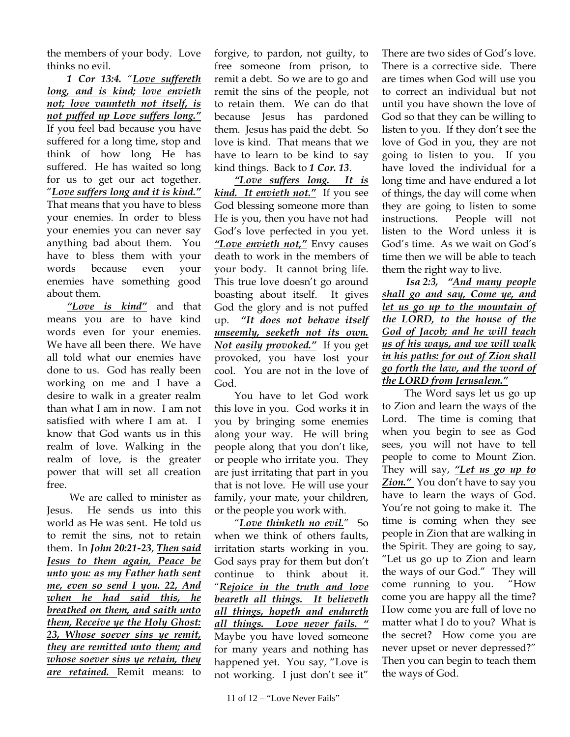the members of your body. Love thinks no evil.

***1 Cor 13:4.*** "***Love suffereth long, and is kind; love envieth not; love vaunteth not itself, is not puffed up Love suffers long."*** If you feel bad because you have suffered for a long time, stop and think of how long He has suffered. He has waited so long for us to get our act together. "***Love suffers long and it is kind."*** That means that you have to bless your enemies. In order to bless your enemies you can never say anything bad about them. You have to bless them with your words because even your enemies have something good about them.

***"Love is kind"*** and that means you are to have kind words even for your enemies. We have all been there. We have all told what our enemies have done to us. God has really been working on me and I have a desire to walk in a greater realm than what I am in now. I am not satisfied with where I am at. I know that God wants us in this realm of love. Walking in the realm of love, is the greater power that will set all creation free.

We are called to minister as Jesus. He sends us into this world as He was sent. He told us to remit the sins, not to retain them. In ***John 20:21-23***, ***Then said Jesus to them again, Peace be unto you: as my Father hath sent me, even so send I you. 22, And when he had said this, he breathed on them, and saith unto them, Receive ye the Holy Ghost: 23, Whose soever sins ye remit, they are remitted unto them; and whose soever sins ye retain, they are retained.*** Remit means: to forgive, to pardon, not guilty, to free someone from prison, to remit a debt. So we are to go and remit the sins of the people, not to retain them. We can do that because Jesus has pardoned them. Jesus has paid the debt. So love is kind. That means that we have to learn to be kind to say kind things. Back to ***1 Cor. 13***.

***"Love suffers long. It is kind. It envieth not."*** If you see God blessing someone more than He is you, then you have not had God's love perfected in you yet. ***"Love envieth not,"*** Envy causes death to work in the members of your body. It cannot bring life. This true love doesn't go around boasting about itself. It gives God the glory and is not puffed up. ***"It does not behave itself unseemly, seeketh not its own. Not easily provoked."*** If you get provoked, you have lost your cool. You are not in the love of God.

You have to let God work this love in you. God works it in you by bringing some enemies along your way. He will bring people along that you don't like, or people who irritate you. They are just irritating that part in you that is not love. He will use your family, your mate, your children, or the people you work with.

"***Love thinketh no evil.***" So when we think of others faults, irritation starts working in you. God says pray for them but don't continue to think about it. "***Rejoice in the truth and love beareth all things. It believeth all things, hopeth and endureth all things. Love never fails.*** " Maybe you have loved someone for many years and nothing has happened yet. You say, "Love is not working. I just don't see it"

There are two sides of God's love. There is a corrective side. There are times when God will use you to correct an individual but not until you have shown the love of God so that they can be willing to listen to you. If they don't see the love of God in you, they are not going to listen to you. If you have loved the individual for a long time and have endured a lot of things, the day will come when they are going to listen to some instructions. People will not listen to the Word unless it is God's time. As we wait on God's time then we will be able to teach them the right way to live.

***Isa 2:3***, ***"And many people shall go and say, Come ye, and let us go up to the mountain of the LORD, to the house of the God of Jacob; and he will teach us of his ways, and we will walk in his paths: for out of Zion shall go forth the law, and the word of the LORD from Jerusalem."***

The Word says let us go up to Zion and learn the ways of the Lord. The time is coming that when you begin to see as God sees, you will not have to tell people to come to Mount Zion. They will say, ***"Let us go up to Zion."*** You don't have to say you have to learn the ways of God. You're not going to make it. The time is coming when they see people in Zion that are walking in the Spirit. They are going to say, "Let us go up to Zion and learn the ways of our God." They will come running to you. "How come you are happy all the time? How come you are full of love no matter what I do to you? What is the secret? How come you are never upset or never depressed?" Then you can begin to teach them the ways of God.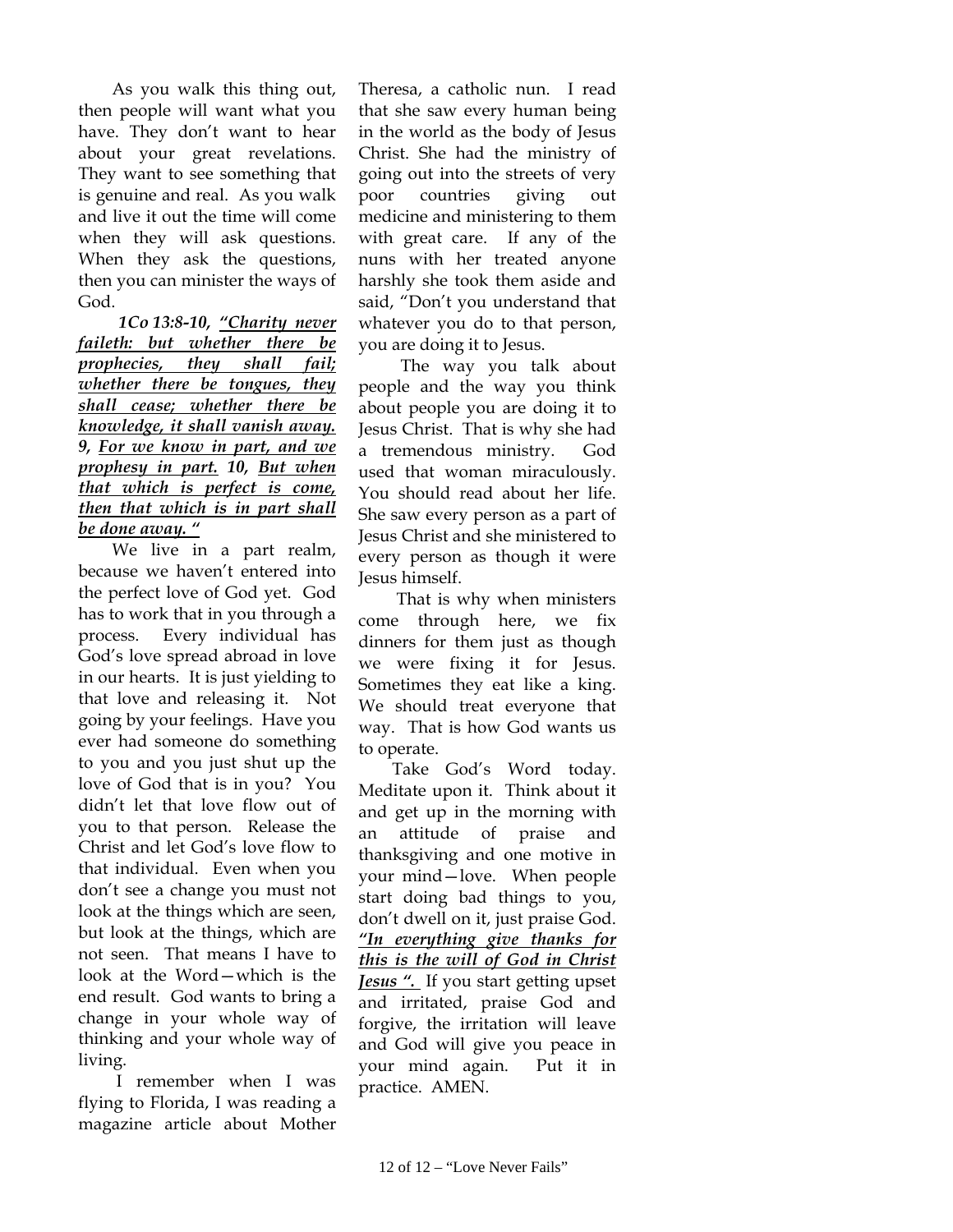As you walk this thing out, then people will want what you have. They don't want to hear about your great revelations. They want to see something that is genuine and real. As you walk and live it out the time will come when they will ask questions. When they ask the questions, then you can minister the ways of God.

***1Co 13:8-10, "Charity never faileth: but whether there be prophecies, they shall fail; whether there be tongues, they shall cease; whether there be knowledge, it shall vanish away. 9, For we know in part, and we prophesy in part. 10, But when that which is perfect is come, then that which is in part shall be done away. "***

We live in a part realm, because we haven't entered into the perfect love of God yet. God has to work that in you through a process. Every individual has God's love spread abroad in love in our hearts. It is just yielding to that love and releasing it. Not going by your feelings. Have you ever had someone do something to you and you just shut up the love of God that is in you? You didn't let that love flow out of you to that person. Release the Christ and let God's love flow to that individual. Even when you don't see a change you must not look at the things which are seen, but look at the things, which are not seen. That means I have to look at the Word—which is the end result. God wants to bring a change in your whole way of thinking and your whole way of living.

I remember when I was flying to Florida, I was reading a magazine article about Mother Theresa, a catholic nun. I read that she saw every human being in the world as the body of Jesus Christ. She had the ministry of going out into the streets of very poor countries giving out medicine and ministering to them with great care. If any of the nuns with her treated anyone harshly she took them aside and said, "Don't you understand that whatever you do to that person, you are doing it to Jesus.

The way you talk about people and the way you think about people you are doing it to Jesus Christ. That is why she had a tremendous ministry. God used that woman miraculously. You should read about her life. She saw every person as a part of Jesus Christ and she ministered to every person as though it were Jesus himself.

That is why when ministers come through here, we fix dinners for them just as though we were fixing it for Jesus. Sometimes they eat like a king. We should treat everyone that way. That is how God wants us to operate.

Take God's Word today. Meditate upon it. Think about it and get up in the morning with an attitude of praise and thanksgiving and one motive in your mind—love. When people start doing bad things to you, don't dwell on it, just praise God. ***"In everything give thanks for this is the will of God in Christ Jesus ".*** If you start getting upset and irritated, praise God and forgive, the irritation will leave and God will give you peace in your mind again. Put it in practice. AMEN.